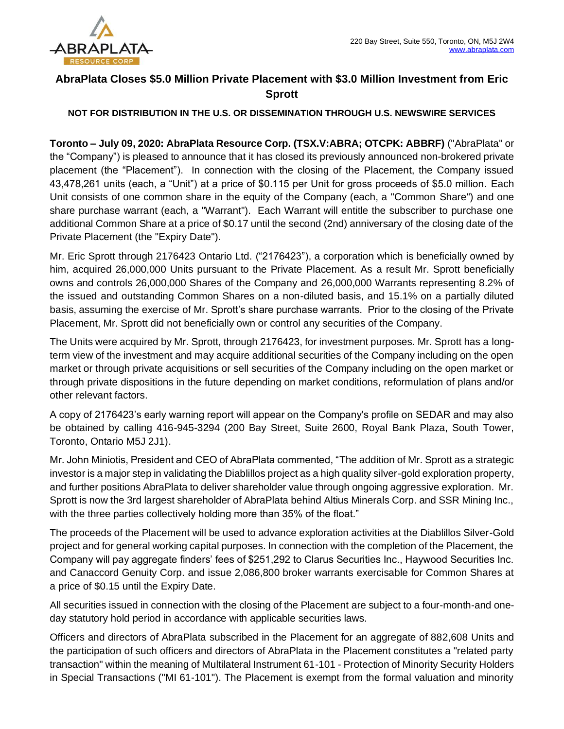ABRAPLATA RESOURCE CORP

220 Bay Street, Suite 550, Toronto, ON, M5J 2W4
www.abraplata.com

# AbraPlata Closes $5.0 Million Private Placement with $3.0 Million Investment from Eric Sprott

**NOT FOR DISTRIBUTION IN THE U.S. OR DISSEMINATION THROUGH U.S. NEWSWIRE SERVICES**

**Toronto – July 09, 2020: AbraPlata Resource Corp. (TSX.V:ABRA; OTCPK: ABBRF)** ("AbraPlata" or the "Company") is pleased to announce that it has closed its previously announced non-brokered private placement (the "Placement"). In connection with the closing of the Placement, the Company issued 43,478,261 units (each, a "Unit") at a price of $0.115 per Unit for gross proceeds of $5.0 million. Each Unit consists of one common share in the equity of the Company (each, a "Common Share") and one share purchase warrant (each, a "Warrant"). Each Warrant will entitle the subscriber to purchase one additional Common Share at a price of $0.17 until the second (2nd) anniversary of the closing date of the Private Placement (the "Expiry Date").

Mr. Eric Sprott through 2176423 Ontario Ltd. ("2176423"), a corporation which is beneficially owned by him, acquired 26,000,000 Units pursuant to the Private Placement. As a result Mr. Sprott beneficially owns and controls 26,000,000 Shares of the Company and 26,000,000 Warrants representing 8.2% of the issued and outstanding Common Shares on a non-diluted basis, and 15.1% on a partially diluted basis, assuming the exercise of Mr. Sprott's share purchase warrants. Prior to the closing of the Private Placement, Mr. Sprott did not beneficially own or control any securities of the Company.

The Units were acquired by Mr. Sprott, through 2176423, for investment purposes. Mr. Sprott has a long-term view of the investment and may acquire additional securities of the Company including on the open market or through private acquisitions or sell securities of the Company including on the open market or through private dispositions in the future depending on market conditions, reformulation of plans and/or other relevant factors.

A copy of 2176423's early warning report will appear on the Company's profile on SEDAR and may also be obtained by calling 416-945-3294 (200 Bay Street, Suite 2600, Royal Bank Plaza, South Tower, Toronto, Ontario M5J 2J1).

Mr. John Miniotis, President and CEO of AbraPlata commented, "The addition of Mr. Sprott as a strategic investor is a major step in validating the Diablillos project as a high quality silver-gold exploration property, and further positions AbraPlata to deliver shareholder value through ongoing aggressive exploration. Mr. Sprott is now the 3rd largest shareholder of AbraPlata behind Altius Minerals Corp. and SSR Mining Inc., with the three parties collectively holding more than 35% of the float."

The proceeds of the Placement will be used to advance exploration activities at the Diablillos Silver-Gold project and for general working capital purposes. In connection with the completion of the Placement, the Company will pay aggregate finders' fees of $251,292 to Clarus Securities Inc., Haywood Securities Inc. and Canaccord Genuity Corp. and issue 2,086,800 broker warrants exercisable for Common Shares at a price of $0.15 until the Expiry Date.

All securities issued in connection with the closing of the Placement are subject to a four-month-and one-day statutory hold period in accordance with applicable securities laws.

Officers and directors of AbraPlata subscribed in the Placement for an aggregate of 882,608 Units and the participation of such officers and directors of AbraPlata in the Placement constitutes a "related party transaction" within the meaning of Multilateral Instrument 61-101 - Protection of Minority Security Holders in Special Transactions ("MI 61-101"). The Placement is exempt from the formal valuation and minority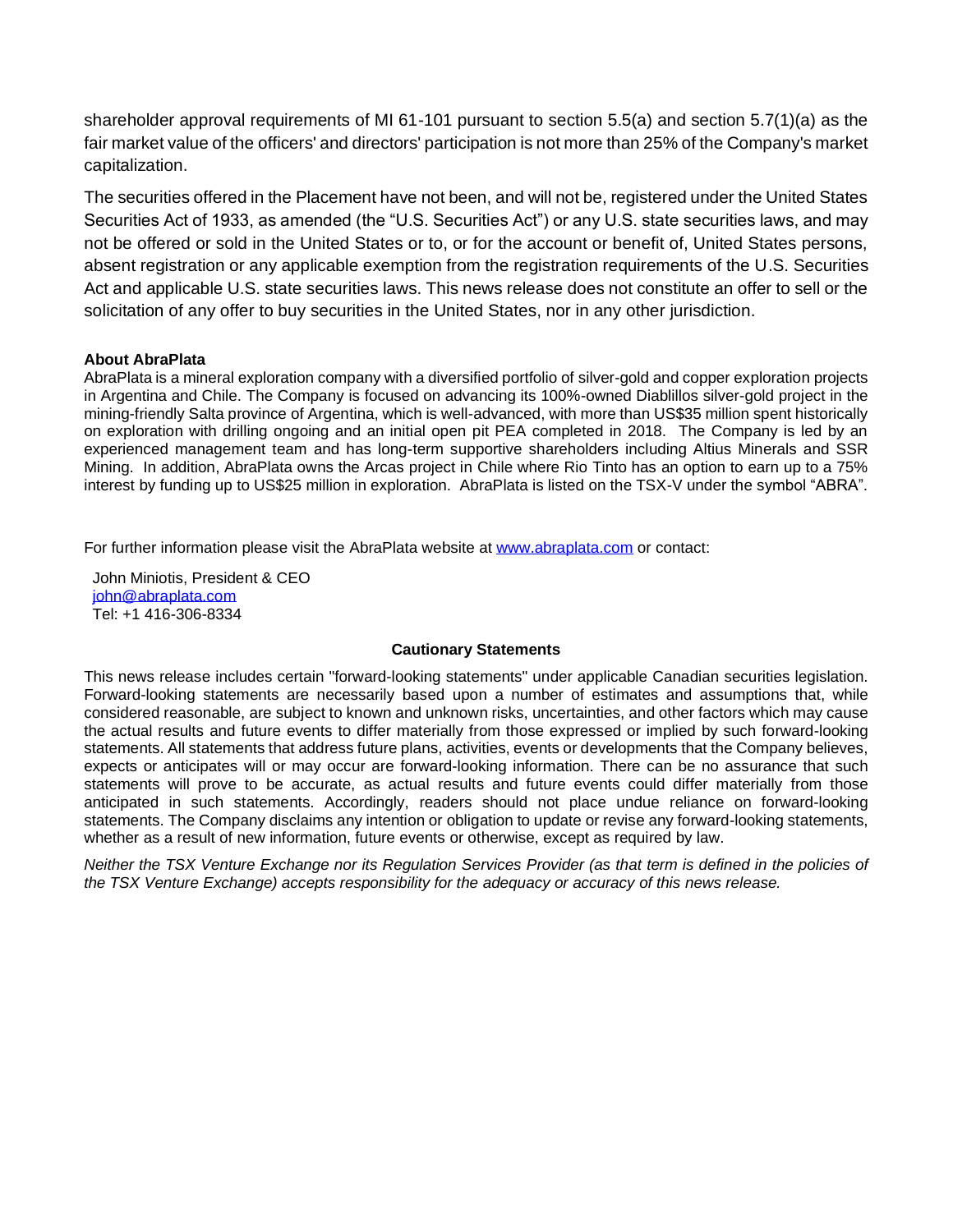shareholder approval requirements of MI 61-101 pursuant to section 5.5(a) and section 5.7(1)(a) as the fair market value of the officers' and directors' participation is not more than 25% of the Company's market capitalization.

The securities offered in the Placement have not been, and will not be, registered under the United States Securities Act of 1933, as amended (the "U.S. Securities Act") or any U.S. state securities laws, and may not be offered or sold in the United States or to, or for the account or benefit of, United States persons, absent registration or any applicable exemption from the registration requirements of the U.S. Securities Act and applicable U.S. state securities laws. This news release does not constitute an offer to sell or the solicitation of any offer to buy securities in the United States, nor in any other jurisdiction.

**About AbraPlata**

AbraPlata is a mineral exploration company with a diversified portfolio of silver-gold and copper exploration projects in Argentina and Chile. The Company is focused on advancing its 100%-owned Diablillos silver-gold project in the mining-friendly Salta province of Argentina, which is well-advanced, with more than US$35 million spent historically on exploration with drilling ongoing and an initial open pit PEA completed in 2018. The Company is led by an experienced management team and has long-term supportive shareholders including Altius Minerals and SSR Mining. In addition, AbraPlata owns the Arcas project in Chile where Rio Tinto has an option to earn up to a 75% interest by funding up to US$25 million in exploration. AbraPlata is listed on the TSX-V under the symbol "ABRA".

For further information please visit the AbraPlata website at [www.abraplata.com](http://www.abraplata.com) or contact:

John Miniotis, President & CEO
[john@abraplata.com](mailto:john@abraplata.com)
Tel: +1 416-306-8334

**Cautionary Statements**

This news release includes certain "forward-looking statements" under applicable Canadian securities legislation. Forward-looking statements are necessarily based upon a number of estimates and assumptions that, while considered reasonable, are subject to known and unknown risks, uncertainties, and other factors which may cause the actual results and future events to differ materially from those expressed or implied by such forward-looking statements. All statements that address future plans, activities, events or developments that the Company believes, expects or anticipates will or may occur are forward-looking information. There can be no assurance that such statements will prove to be accurate, as actual results and future events could differ materially from those anticipated in such statements. Accordingly, readers should not place undue reliance on forward-looking statements. The Company disclaims any intention or obligation to update or revise any forward-looking statements, whether as a result of new information, future events or otherwise, except as required by law.

*Neither the TSX Venture Exchange nor its Regulation Services Provider (as that term is defined in the policies of the TSX Venture Exchange) accepts responsibility for the adequacy or accuracy of this news release.*